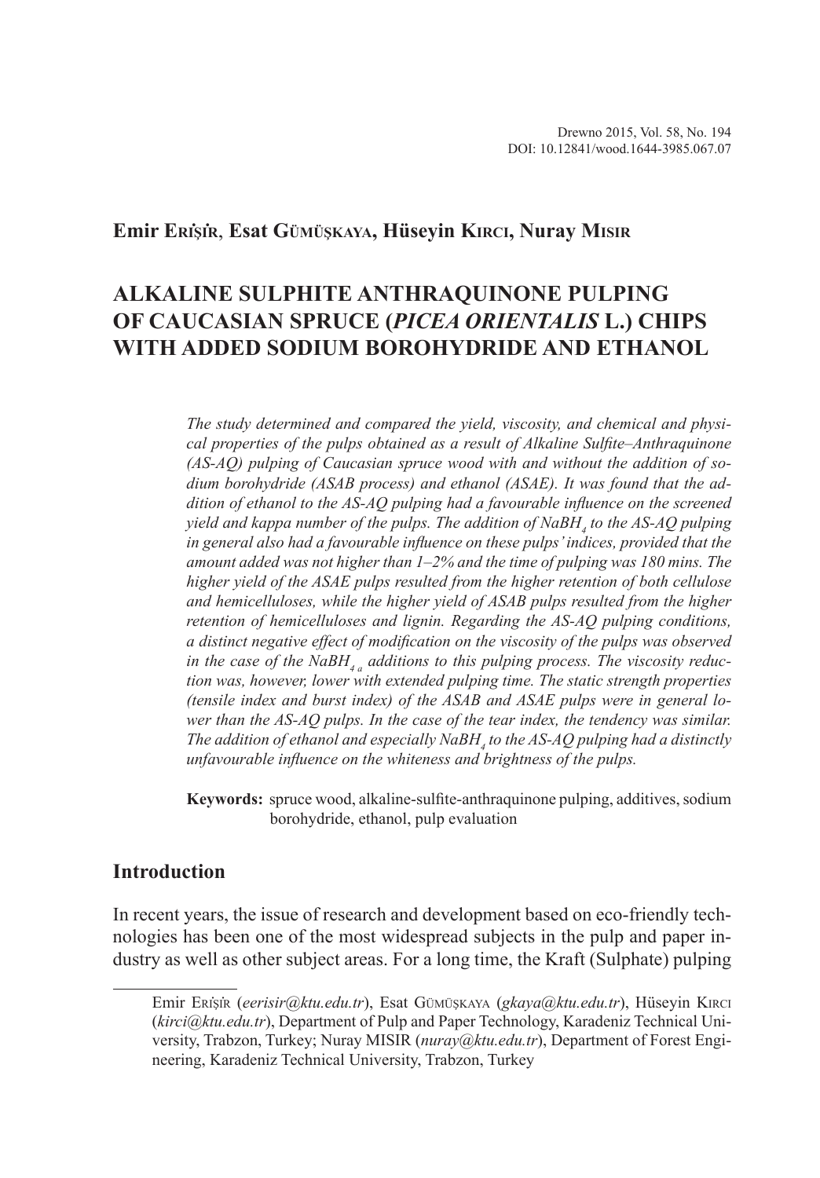**Emir Erişir**, **Esat Gümüşkaya, Hüseyin Kirci, Nuray Misir**

# ALKALINE SULPHITE ANTHRAQUINONE PULPING OF CAUCASIAN SPRUCE (*PICEA ORIENTALIS* L.) CHIPS WITH ADDED SODIUM BOROHYDRIDE AND ETHANOL

*The study determined and compared the yield, viscosity, and chemical and physical properties of the pulps obtained as a result of Alkaline Sulfite–Anthraquinone (AS-AQ) pulping of Caucasian spruce wood with and without the addition of sodium borohydride (ASAB process) and ethanol (ASAE). It was found that the addition of ethanol to the AS-AQ pulping had a favourable influence on the screened yield and kappa number of the pulps. The addition of $NaBH_4$ to the AS-AQ pulping in general also had a favourable influence on these pulps' indices, provided that the amount added was not higher than 1–2% and the time of pulping was 180 mins. The higher yield of the ASAE pulps resulted from the higher retention of both cellulose and hemicelluloses, while the higher yield of ASAB pulps resulted from the higher retention of hemicelluloses and lignin. Regarding the AS-AQ pulping conditions, a distinct negative effect of modification on the viscosity of the pulps was observed in the case of the $NaBH_{4\,a}$ additions to this pulping process. The viscosity reduction was, however, lower with extended pulping time. The static strength properties (tensile index and burst index) of the ASAB and ASAE pulps were in general lower than the AS-AQ pulps. In the case of the tear index, the tendency was similar. The addition of ethanol and especially $NaBH_4$ to the AS-AQ pulping had a distinctly unfavourable influence on the whiteness and brightness of the pulps.*

**Keywords:** spruce wood, alkaline-sulfite-anthraquinone pulping, additives, sodium borohydride, ethanol, pulp evaluation

## Introduction

In recent years, the issue of research and development based on eco-friendly technologies has been one of the most widespread subjects in the pulp and paper industry as well as other subject areas. For a long time, the Kraft (Sulphate) pulping

---

Emir Erişir (*eerisir@ktu.edu.tr*), Esat Gümüşkaya (*gkaya@ktu.edu.tr*), Hüseyin Kirci (*kirci@ktu.edu.tr*), Department of Pulp and Paper Technology, Karadeniz Technical University, Trabzon, Turkey; Nuray MISIR (*nuray@ktu.edu.tr*), Department of Forest Engineering, Karadeniz Technical University, Trabzon, Turkey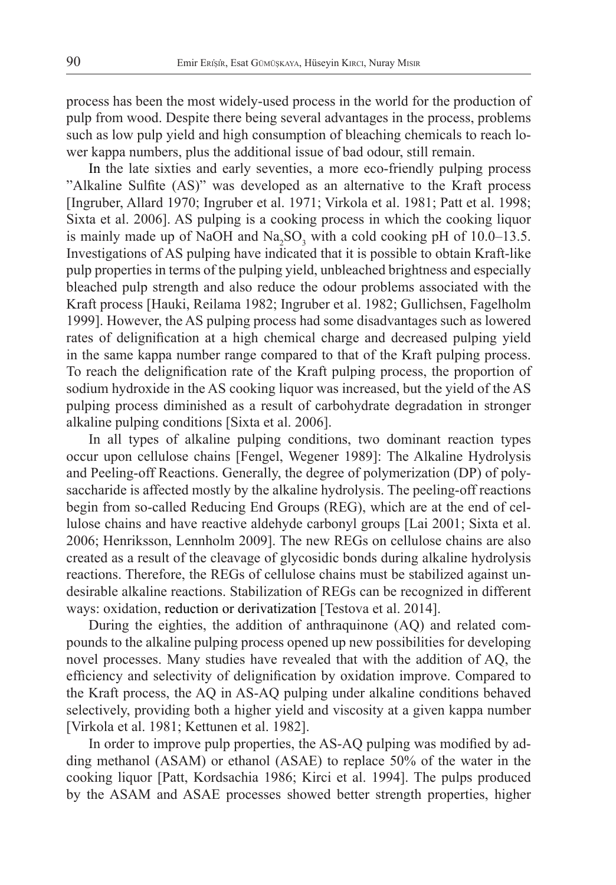process has been the most widely-used process in the world for the production of pulp from wood. Despite there being several advantages in the process, problems such as low pulp yield and high consumption of bleaching chemicals to reach lower kappa numbers, plus the additional issue of bad odour, still remain.

In the late sixties and early seventies, a more eco-friendly pulping process "Alkaline Sulfite (AS)" was developed as an alternative to the Kraft process [Ingruber, Allard 1970; Ingruber et al. 1971; Virkola et al. 1981; Patt et al. 1998; Sixta et al. 2006]. AS pulping is a cooking process in which the cooking liquor is mainly made up of NaOH and $Na_2SO_3$ with a cold cooking pH of 10.0–13.5. Investigations of AS pulping have indicated that it is possible to obtain Kraft-like pulp properties in terms of the pulping yield, unbleached brightness and especially bleached pulp strength and also reduce the odour problems associated with the Kraft process [Hauki, Reilama 1982; Ingruber et al. 1982; Gullichsen, Fagelholm 1999]. However, the AS pulping process had some disadvantages such as lowered rates of delignification at a high chemical charge and decreased pulping yield in the same kappa number range compared to that of the Kraft pulping process. To reach the delignification rate of the Kraft pulping process, the proportion of sodium hydroxide in the AS cooking liquor was increased, but the yield of the AS pulping process diminished as a result of carbohydrate degradation in stronger alkaline pulping conditions [Sixta et al. 2006].

In all types of alkaline pulping conditions, two dominant reaction types occur upon cellulose chains [Fengel, Wegener 1989]: The Alkaline Hydrolysis and Peeling-off Reactions. Generally, the degree of polymerization (DP) of polysaccharide is affected mostly by the alkaline hydrolysis. The peeling-off reactions begin from so-called Reducing End Groups (REG), which are at the end of cellulose chains and have reactive aldehyde carbonyl groups [Lai 2001; Sixta et al. 2006; Henriksson, Lennholm 2009]. The new REGs on cellulose chains are also created as a result of the cleavage of glycosidic bonds during alkaline hydrolysis reactions. Therefore, the REGs of cellulose chains must be stabilized against undesirable alkaline reactions. Stabilization of REGs can be recognized in different ways: oxidation, reduction or derivatization [Testova et al. 2014].

During the eighties, the addition of anthraquinone (AQ) and related compounds to the alkaline pulping process opened up new possibilities for developing novel processes. Many studies have revealed that with the addition of AQ, the efficiency and selectivity of delignification by oxidation improve. Compared to the Kraft process, the AQ in AS-AQ pulping under alkaline conditions behaved selectively, providing both a higher yield and viscosity at a given kappa number [Virkola et al. 1981; Kettunen et al. 1982].

In order to improve pulp properties, the AS-AQ pulping was modified by adding methanol (ASAM) or ethanol (ASAE) to replace 50% of the water in the cooking liquor [Patt, Kordsachia 1986; Kirci et al. 1994]. The pulps produced by the ASAM and ASAE processes showed better strength properties, higher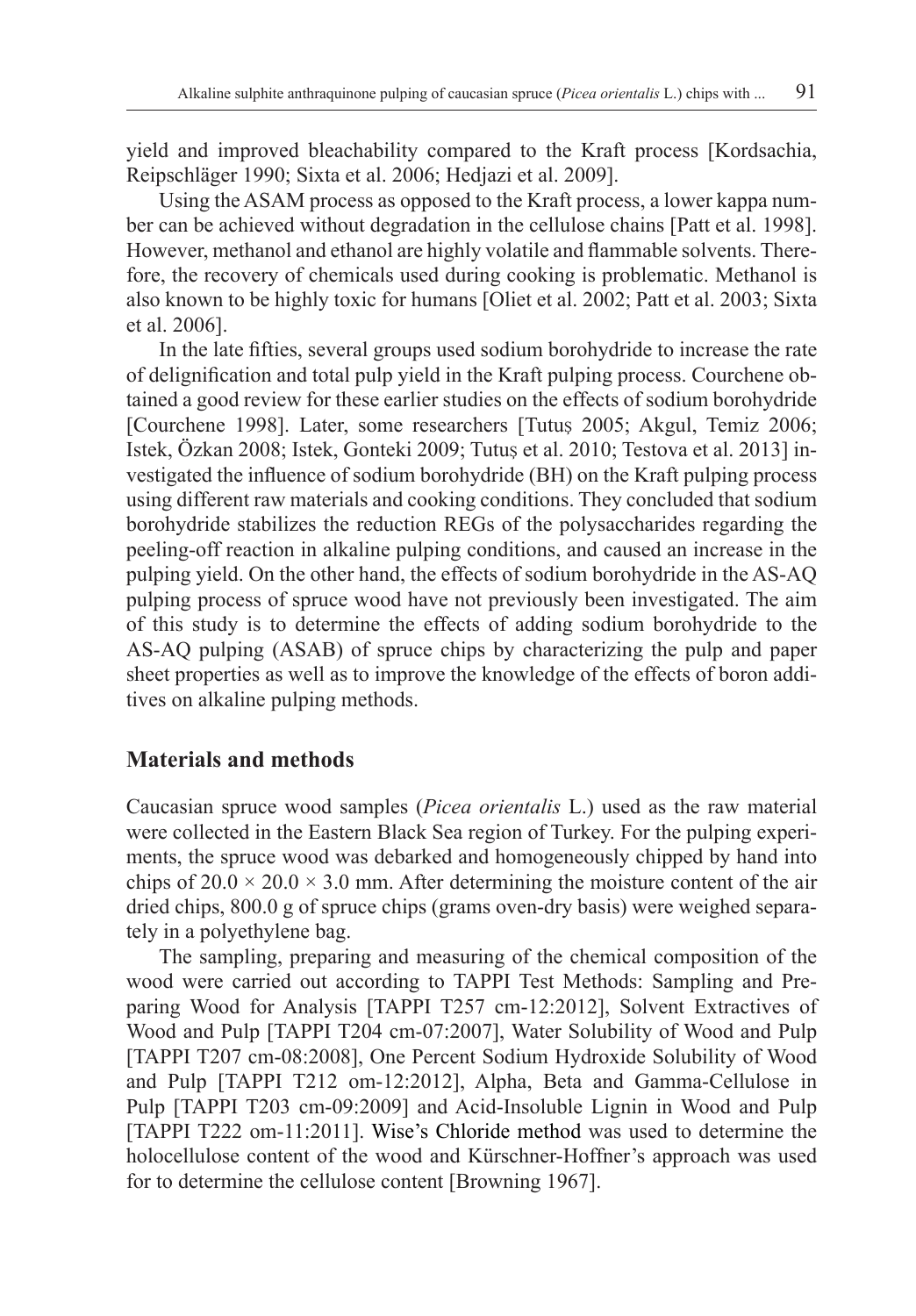yield and improved bleachability compared to the Kraft process [Kordsachia, Reipschläger 1990; Sixta et al. 2006; Hedjazi et al. 2009].

Using the ASAM process as opposed to the Kraft process, a lower kappa number can be achieved without degradation in the cellulose chains [Patt et al. 1998]. However, methanol and ethanol are highly volatile and flammable solvents. Therefore, the recovery of chemicals used during cooking is problematic. Methanol is also known to be highly toxic for humans [Oliet et al. 2002; Patt et al. 2003; Sixta et al. 2006].

In the late fifties, several groups used sodium borohydride to increase the rate of delignification and total pulp yield in the Kraft pulping process. Courchene obtained a good review for these earlier studies on the effects of sodium borohydride [Courchene 1998]. Later, some researchers [Tutuș 2005; Akgul, Temiz 2006; Istek, Özkan 2008; Istek, Gonteki 2009; Tutuș et al. 2010; Testova et al. 2013] investigated the influence of sodium borohydride (BH) on the Kraft pulping process using different raw materials and cooking conditions. They concluded that sodium borohydride stabilizes the reduction REGs of the polysaccharides regarding the peeling-off reaction in alkaline pulping conditions, and caused an increase in the pulping yield. On the other hand, the effects of sodium borohydride in the AS-AQ pulping process of spruce wood have not previously been investigated. The aim of this study is to determine the effects of adding sodium borohydride to the AS-AQ pulping (ASAB) of spruce chips by characterizing the pulp and paper sheet properties as well as to improve the knowledge of the effects of boron additives on alkaline pulping methods.

## Materials and methods

Caucasian spruce wood samples (*Picea orientalis* L.) used as the raw material were collected in the Eastern Black Sea region of Turkey. For the pulping experiments, the spruce wood was debarked and homogeneously chipped by hand into chips of $20.0 \times 20.0 \times 3.0$ mm. After determining the moisture content of the air dried chips, 800.0 g of spruce chips (grams oven-dry basis) were weighed separately in a polyethylene bag.

The sampling, preparing and measuring of the chemical composition of the wood were carried out according to TAPPI Test Methods: Sampling and Preparing Wood for Analysis [TAPPI T257 cm-12:2012], Solvent Extractives of Wood and Pulp [TAPPI T204 cm-07:2007], Water Solubility of Wood and Pulp [TAPPI T207 cm-08:2008], One Percent Sodium Hydroxide Solubility of Wood and Pulp [TAPPI T212 om-12:2012], Alpha, Beta and Gamma-Cellulose in Pulp [TAPPI T203 cm-09:2009] and Acid-Insoluble Lignin in Wood and Pulp [TAPPI T222 om-11:2011]. Wise's Chloride method was used to determine the holocellulose content of the wood and Kürschner-Hoffner's approach was used for to determine the cellulose content [Browning 1967].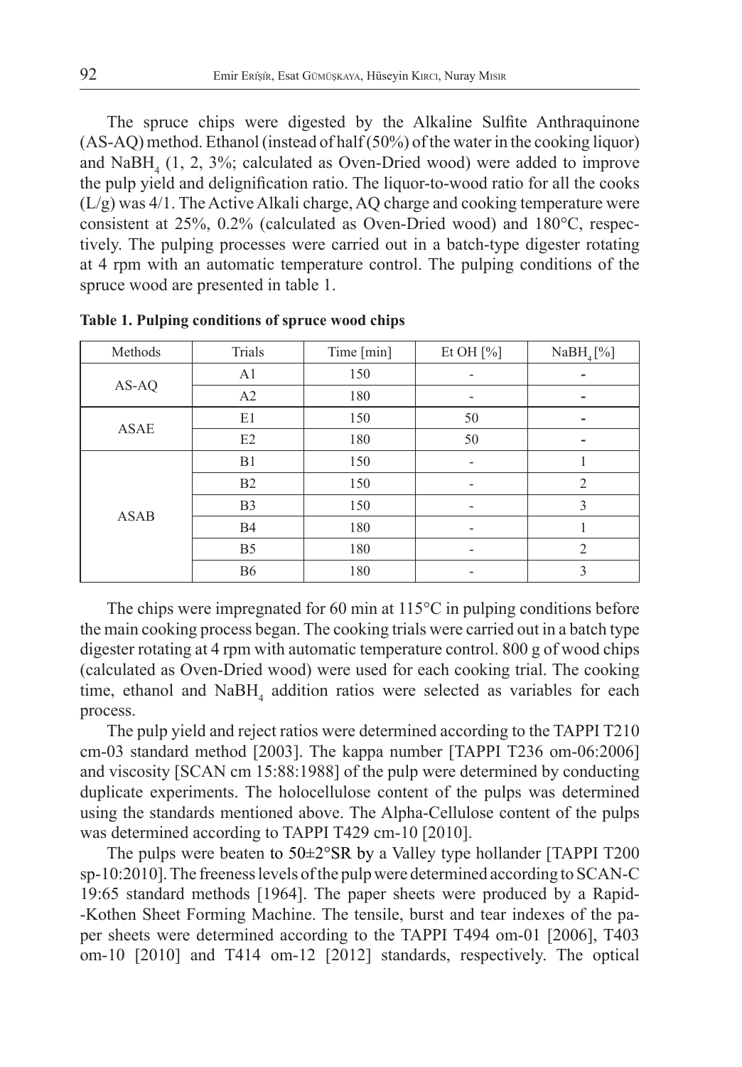The spruce chips were digested by the Alkaline Sulfite Anthraquinone (AS-AQ) method. Ethanol (instead of half (50%) of the water in the cooking liquor) and $NaBH_4$ (1, 2, 3%; calculated as Oven-Dried wood) were added to improve the pulp yield and delignification ratio. The liquor-to-wood ratio for all the cooks (L/g) was 4/1. The Active Alkali charge, AQ charge and cooking temperature were consistent at 25%, 0.2% (calculated as Oven-Dried wood) and 180°C, respectively. The pulping processes were carried out in a batch-type digester rotating at 4 rpm with an automatic temperature control. The pulping conditions of the spruce wood are presented in table 1.

**Table 1. Pulping conditions of spruce wood chips**

| Methods | Trials | Time [min] | Et OH [%] | $NaBH_4$ [%] |
|---|---|---|---|---|
| AS-AQ | A1 | 150 | - | - |
| | A2 | 180 | - | - |
| ASAE | E1 | 150 | 50 | - |
| | E2 | 180 | 50 | - |
| ASAB | B1 | 150 | - | 1 |
| | B2 | 150 | - | 2 |
| | B3 | 150 | - | 3 |
| | B4 | 180 | - | 1 |
| | B5 | 180 | - | 2 |
| | B6 | 180 | - | 3 |

The chips were impregnated for 60 min at 115°C in pulping conditions before the main cooking process began. The cooking trials were carried out in a batch type digester rotating at 4 rpm with automatic temperature control. 800 g of wood chips (calculated as Oven-Dried wood) were used for each cooking trial. The cooking time, ethanol and $NaBH_4$ addition ratios were selected as variables for each process.

The pulp yield and reject ratios were determined according to the TAPPI T210 cm-03 standard method [2003]. The kappa number [TAPPI T236 om-06:2006] and viscosity [SCAN cm 15:88:1988] of the pulp were determined by conducting duplicate experiments. The holocellulose content of the pulps was determined using the standards mentioned above. The Alpha-Cellulose content of the pulps was determined according to TAPPI T429 cm-10 [2010].

The pulps were beaten to 50±2°SR by a Valley type hollander [TAPPI T200 sp-10:2010]. The freeness levels of the pulp were determined according to SCAN-C 19:65 standard methods [1964]. The paper sheets were produced by a Rapid--Kothen Sheet Forming Machine. The tensile, burst and tear indexes of the paper sheets were determined according to the TAPPI T494 om-01 [2006], T403 om-10 [2010] and T414 om-12 [2012] standards, respectively. The optical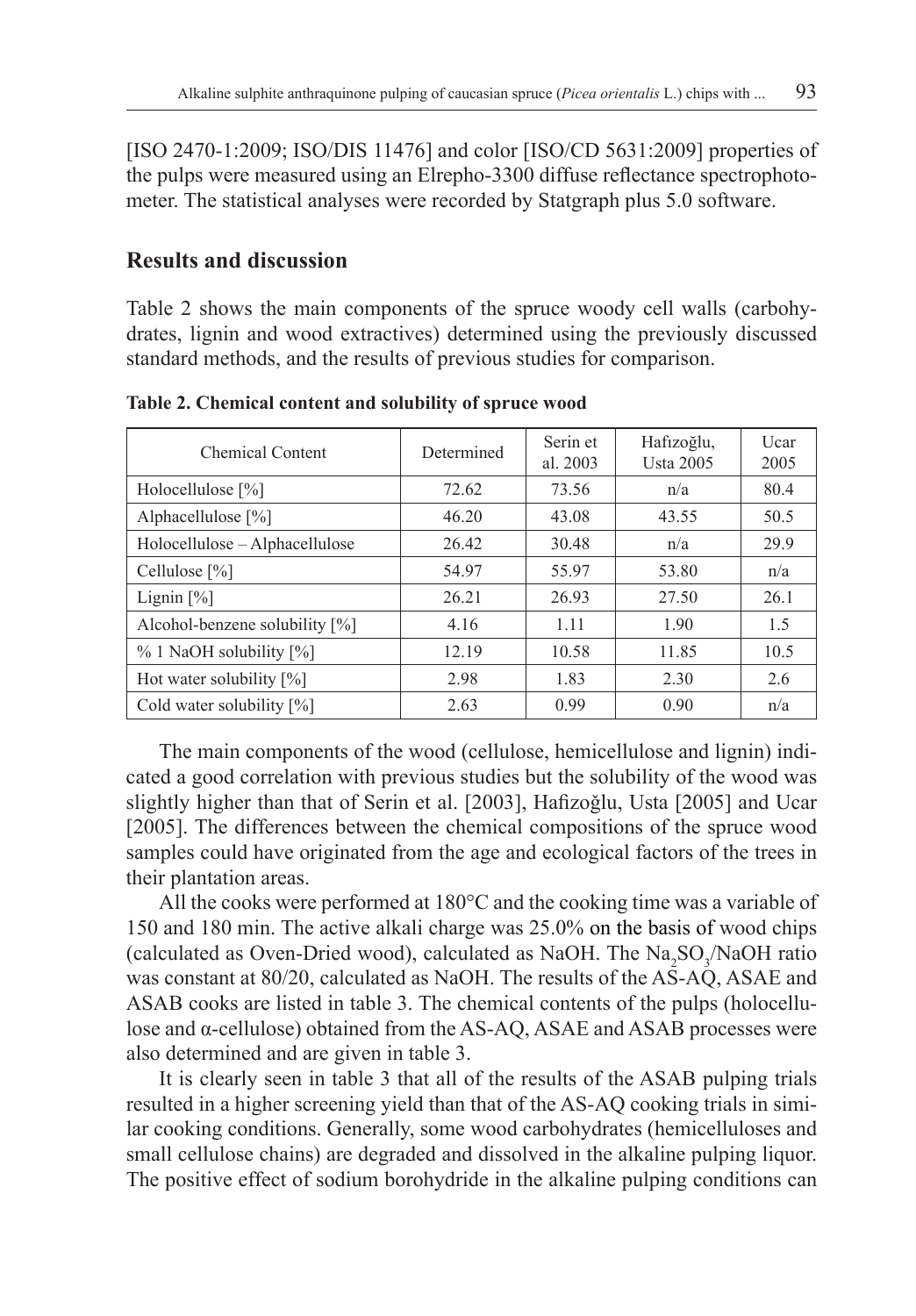[ISO 2470-1:2009; ISO/DIS 11476] and color [ISO/CD 5631:2009] properties of the pulps were measured using an Elrepho-3300 diffuse reflectance spectrophotometer. The statistical analyses were recorded by Statgraph plus 5.0 software.

## Results and discussion

Table 2 shows the main components of the spruce woody cell walls (carbohydrates, lignin and wood extractives) determined using the previously discussed standard methods, and the results of previous studies for comparison.

**Table 2. Chemical content and solubility of spruce wood**

| Chemical Content | Determined | Serin et al. 2003 | Hafızoğlu, Usta 2005 | Ucar 2005 |
|---|---|---|---|---|
| Holocellulose [%] | 72.62 | 73.56 | n/a | 80.4 |
| Alphacellulose [%] | 46.20 | 43.08 | 43.55 | 50.5 |
| Holocellulose – Alphacellulose | 26.42 | 30.48 | n/a | 29.9 |
| Cellulose [%] | 54.97 | 55.97 | 53.80 | n/a |
| Lignin [%] | 26.21 | 26.93 | 27.50 | 26.1 |
| Alcohol-benzene solubility [%] | 4.16 | 1.11 | 1.90 | 1.5 |
| % 1 NaOH solubility [%] | 12.19 | 10.58 | 11.85 | 10.5 |
| Hot water solubility [%] | 2.98 | 1.83 | 2.30 | 2.6 |
| Cold water solubility [%] | 2.63 | 0.99 | 0.90 | n/a |

The main components of the wood (cellulose, hemicellulose and lignin) indicated a good correlation with previous studies but the solubility of the wood was slightly higher than that of Serin et al. [2003], Hafizoğlu, Usta [2005] and Ucar [2005]. The differences between the chemical compositions of the spruce wood samples could have originated from the age and ecological factors of the trees in their plantation areas.

All the cooks were performed at 180°C and the cooking time was a variable of 150 and 180 min. The active alkali charge was 25.0% on the basis of wood chips (calculated as Oven-Dried wood), calculated as NaOH. The $Na_2SO_3$/NaOH ratio was constant at 80/20, calculated as NaOH. The results of the AS-AQ, ASAE and ASAB cooks are listed in table 3. The chemical contents of the pulps (holocellulose and α-cellulose) obtained from the AS-AQ, ASAE and ASAB processes were also determined and are given in table 3.

It is clearly seen in table 3 that all of the results of the ASAB pulping trials resulted in a higher screening yield than that of the AS-AQ cooking trials in similar cooking conditions. Generally, some wood carbohydrates (hemicelluloses and small cellulose chains) are degraded and dissolved in the alkaline pulping liquor. The positive effect of sodium borohydride in the alkaline pulping conditions can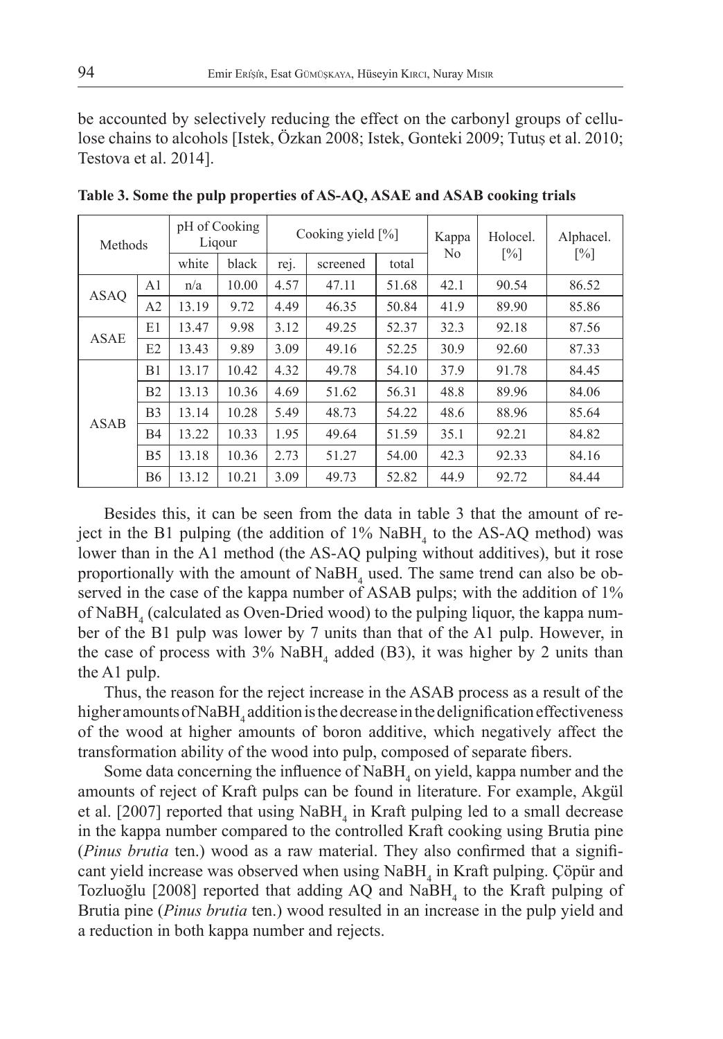be accounted by selectively reducing the effect on the carbonyl groups of cellulose chains to alcohols [Istek, Özkan 2008; Istek, Gonteki 2009; Tutuș et al. 2010; Testova et al. 2014].

**Table 3. Some the pulp properties of AS-AQ, ASAE and ASAB cooking trials**

| Methods | | pH of Cooking Liqour | | Cooking yield [%] | | | Kappa No | Holocel. [%] | Alphacel. [%] |
|---|---|---|---|---|---|---|---|---|---|
| | | white | black | rej. | screened | total | | | |
| ASAQ | A1 | n/a | 10.00 | 4.57 | 47.11 | 51.68 | 42.1 | 90.54 | 86.52 |
| | A2 | 13.19 | 9.72 | 4.49 | 46.35 | 50.84 | 41.9 | 89.90 | 85.86 |
| ASAE | E1 | 13.47 | 9.98 | 3.12 | 49.25 | 52.37 | 32.3 | 92.18 | 87.56 |
| | E2 | 13.43 | 9.89 | 3.09 | 49.16 | 52.25 | 30.9 | 92.60 | 87.33 |
| ASAB | B1 | 13.17 | 10.42 | 4.32 | 49.78 | 54.10 | 37.9 | 91.78 | 84.45 |
| | B2 | 13.13 | 10.36 | 4.69 | 51.62 | 56.31 | 48.8 | 89.96 | 84.06 |
| | B3 | 13.14 | 10.28 | 5.49 | 48.73 | 54.22 | 48.6 | 88.96 | 85.64 |
| | B4 | 13.22 | 10.33 | 1.95 | 49.64 | 51.59 | 35.1 | 92.21 | 84.82 |
| | B5 | 13.18 | 10.36 | 2.73 | 51.27 | 54.00 | 42.3 | 92.33 | 84.16 |
| | B6 | 13.12 | 10.21 | 3.09 | 49.73 | 52.82 | 44.9 | 92.72 | 84.44 |

Besides this, it can be seen from the data in table 3 that the amount of reject in the B1 pulping (the addition of 1% $NaBH_4$ to the AS-AQ method) was lower than in the A1 method (the AS-AQ pulping without additives), but it rose proportionally with the amount of $NaBH_4$ used. The same trend can also be observed in the case of the kappa number of ASAB pulps; with the addition of 1% of $NaBH_4$ (calculated as Oven-Dried wood) to the pulping liquor, the kappa number of the B1 pulp was lower by 7 units than that of the A1 pulp. However, in the case of process with 3% $NaBH_4$ added (B3), it was higher by 2 units than the A1 pulp.

Thus, the reason for the reject increase in the ASAB process as a result of the higher amounts of $NaBH_4$ addition is the decrease in the delignification effectiveness of the wood at higher amounts of boron additive, which negatively affect the transformation ability of the wood into pulp, composed of separate fibers.

Some data concerning the influence of $NaBH_4$ on yield, kappa number and the amounts of reject of Kraft pulps can be found in literature. For example, Akgül et al. [2007] reported that using $NaBH_4$ in Kraft pulping led to a small decrease in the kappa number compared to the controlled Kraft cooking using Brutia pine (*Pinus brutia* ten.) wood as a raw material. They also confirmed that a significant yield increase was observed when using $NaBH_4$ in Kraft pulping. Çöpür and Tozluoğlu [2008] reported that adding AQ and $NaBH_4$ to the Kraft pulping of Brutia pine (*Pinus brutia* ten.) wood resulted in an increase in the pulp yield and a reduction in both kappa number and rejects.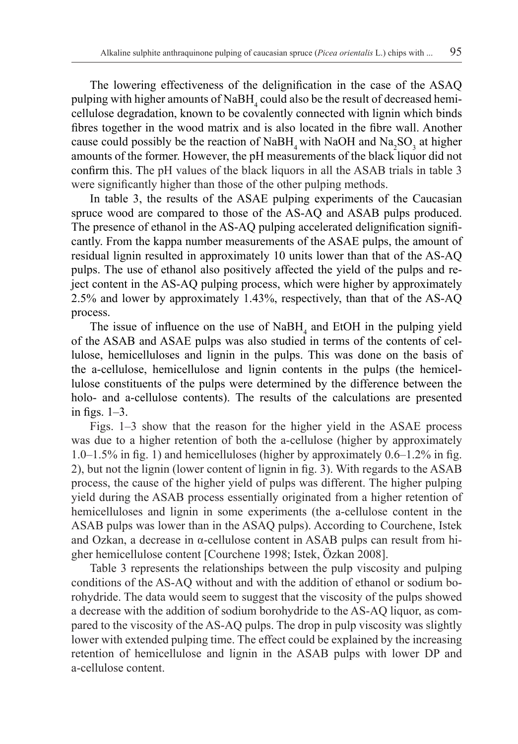The lowering effectiveness of the delignification in the case of the ASAQ pulping with higher amounts of $NaBH_4$ could also be the result of decreased hemicellulose degradation, known to be covalently connected with lignin which binds fibres together in the wood matrix and is also located in the fibre wall. Another cause could possibly be the reaction of $NaBH_4$ with NaOH and $Na_2SO_3$ at higher amounts of the former. However, the pH measurements of the black liquor did not confirm this. The pH values of the black liquors in all the ASAB trials in table 3 were significantly higher than those of the other pulping methods.

In table 3, the results of the ASAE pulping experiments of the Caucasian spruce wood are compared to those of the AS-AQ and ASAB pulps produced. The presence of ethanol in the AS-AQ pulping accelerated delignification significantly. From the kappa number measurements of the ASAE pulps, the amount of residual lignin resulted in approximately 10 units lower than that of the AS-AQ pulps. The use of ethanol also positively affected the yield of the pulps and reject content in the AS-AQ pulping process, which were higher by approximately 2.5% and lower by approximately 1.43%, respectively, than that of the AS-AQ process.

The issue of influence on the use of $NaBH_4$ and EtOH in the pulping yield of the ASAB and ASAE pulps was also studied in terms of the contents of cellulose, hemicelluloses and lignin in the pulps. This was done on the basis of the a-cellulose, hemicellulose and lignin contents in the pulps (the hemicellulose constituents of the pulps were determined by the difference between the holo- and a-cellulose contents). The results of the calculations are presented in figs. 1–3.

Figs. 1–3 show that the reason for the higher yield in the ASAE process was due to a higher retention of both the a-cellulose (higher by approximately 1.0–1.5% in fig. 1) and hemicelluloses (higher by approximately 0.6–1.2% in fig. 2), but not the lignin (lower content of lignin in fig. 3). With regards to the ASAB process, the cause of the higher yield of pulps was different. The higher pulping yield during the ASAB process essentially originated from a higher retention of hemicelluloses and lignin in some experiments (the a-cellulose content in the ASAB pulps was lower than in the ASAQ pulps). According to Courchene, Istek and Ozkan, a decrease in α-cellulose content in ASAB pulps can result from higher hemicellulose content [Courchene 1998; Istek, Özkan 2008].

Table 3 represents the relationships between the pulp viscosity and pulping conditions of the AS-AQ without and with the addition of ethanol or sodium borohydride. The data would seem to suggest that the viscosity of the pulps showed a decrease with the addition of sodium borohydride to the AS-AQ liquor, as compared to the viscosity of the AS-AQ pulps. The drop in pulp viscosity was slightly lower with extended pulping time. The effect could be explained by the increasing retention of hemicellulose and lignin in the ASAB pulps with lower DP and a-cellulose content.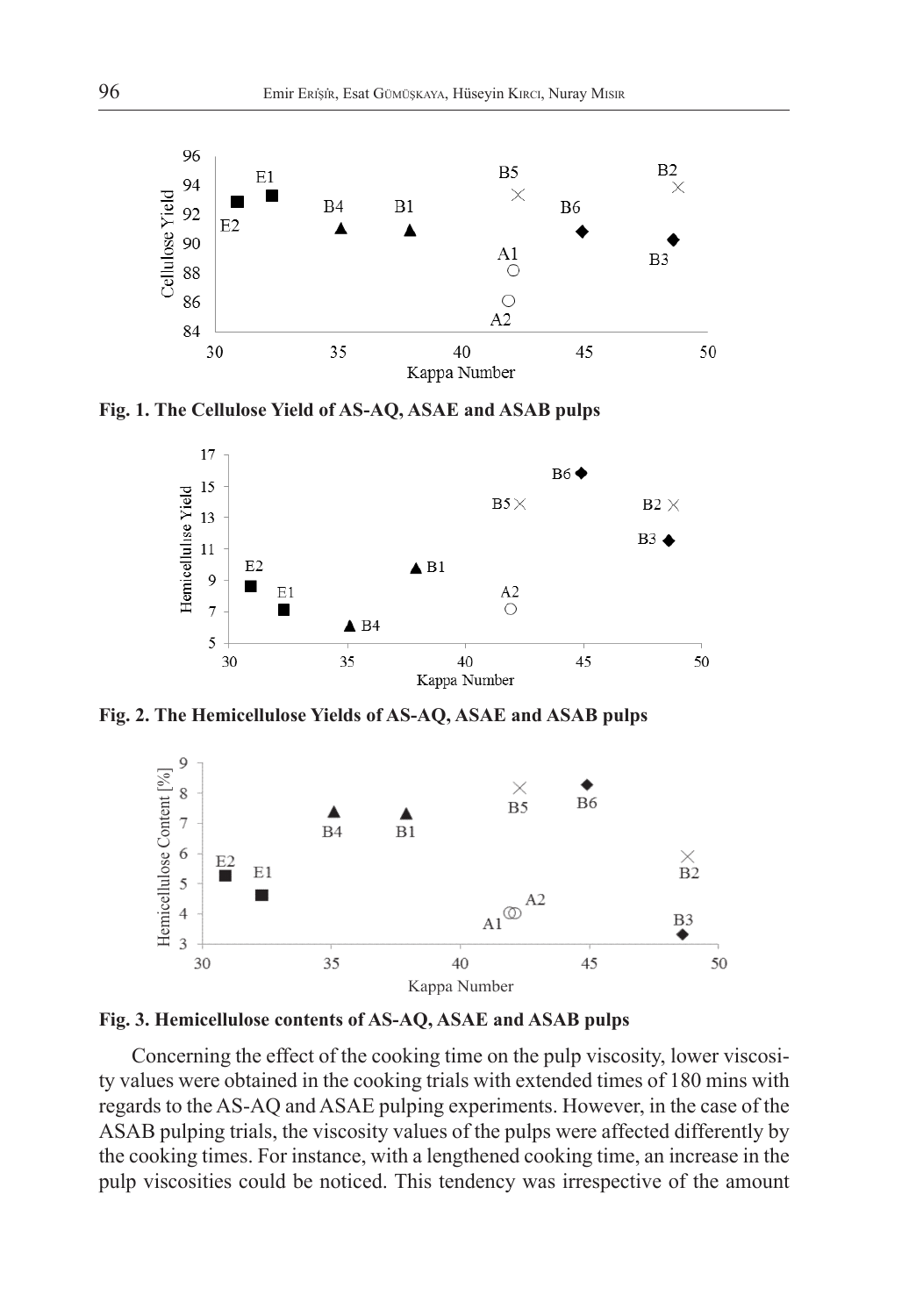**Fig. 1. The Cellulose Yield of AS-AQ, ASAE and ASAB pulps**

**Fig. 2. The Hemicellulose Yields of AS-AQ, ASAE and ASAB pulps**

**Fig. 3. Hemicellulose contents of AS-AQ, ASAE and ASAB pulps**

Concerning the effect of the cooking time on the pulp viscosity, lower viscosity values were obtained in the cooking trials with extended times of 180 mins with regards to the AS-AQ and ASAE pulping experiments. However, in the case of the ASAB pulping trials, the viscosity values of the pulps were affected differently by the cooking times. For instance, with a lengthened cooking time, an increase in the pulp viscosities could be noticed. This tendency was irrespective of the amount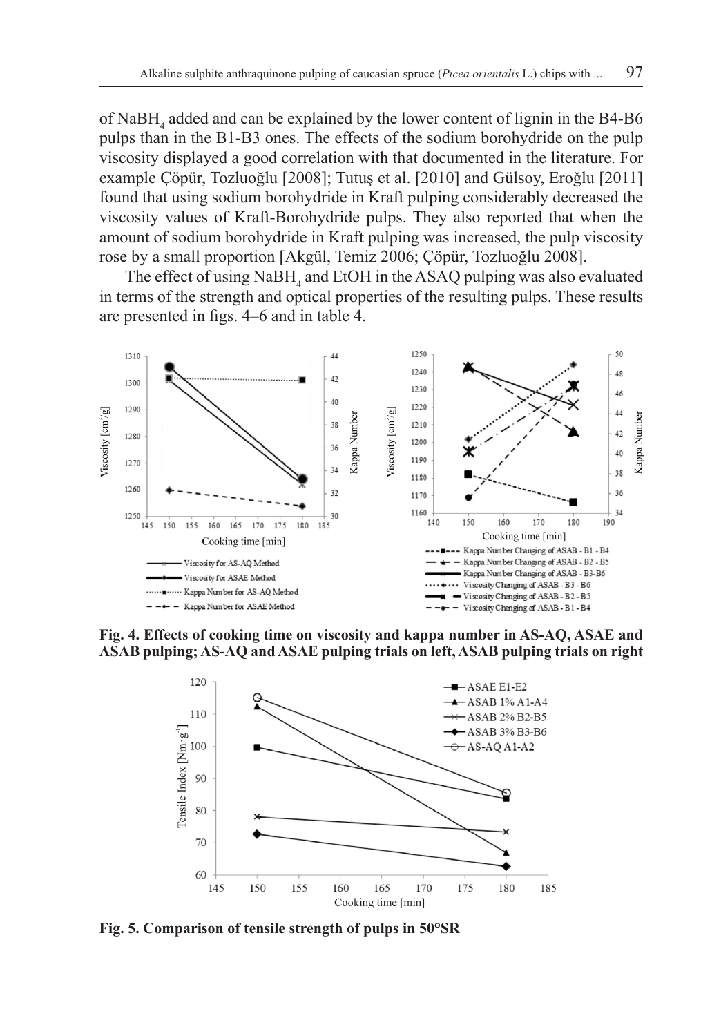of $NaBH_4$ added and can be explained by the lower content of lignin in the B4-B6 pulps than in the B1-B3 ones. The effects of the sodium borohydride on the pulp viscosity displayed a good correlation with that documented in the literature. For example Çöpür, Tozluoğlu [2008]; Tutuş et al. [2010] and Gülsoy, Eroğlu [2011] found that using sodium borohydride in Kraft pulping considerably decreased the viscosity values of Kraft-Borohydride pulps. They also reported that when the amount of sodium borohydride in Kraft pulping was increased, the pulp viscosity rose by a small proportion [Akgül, Temiz 2006; Çöpür, Tozluoğlu 2008].

The effect of using $NaBH_4$ and EtOH in the ASAQ pulping was also evaluated in terms of the strength and optical properties of the resulting pulps. These results are presented in figs. 4–6 and in table 4.

**Fig. 4. Effects of cooking time on viscosity and kappa number in AS-AQ, ASAE and ASAB pulping; AS-AQ and ASAE pulping trials on left, ASAB pulping trials on right**

**Fig. 5. Comparison of tensile strength of pulps in 50°SR**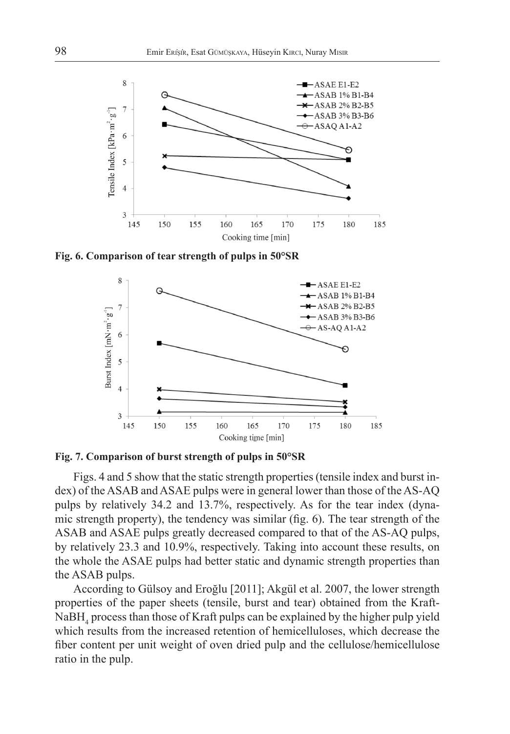Fig. 6. Comparison of tear strength of pulps in 50°SR

Fig. 7. Comparison of burst strength of pulps in 50°SR

Figs. 4 and 5 show that the static strength properties (tensile index and burst index) of the ASAB and ASAE pulps were in general lower than those of the AS-AQ pulps by relatively 34.2 and 13.7%, respectively. As for the tear index (dynamic strength property), the tendency was similar (fig. 6). The tear strength of the ASAB and ASAE pulps greatly decreased compared to that of the AS-AQ pulps, by relatively 23.3 and 10.9%, respectively. Taking into account these results, on the whole the ASAE pulps had better static and dynamic strength properties than the ASAB pulps.

According to Gülsoy and Eroğlu [2011]; Akgül et al. 2007, the lower strength properties of the paper sheets (tensile, burst and tear) obtained from the Kraft-$NaBH_4$ process than those of Kraft pulps can be explained by the higher pulp yield which results from the increased retention of hemicelluloses, which decrease the fiber content per unit weight of oven dried pulp and the cellulose/hemicellulose ratio in the pulp.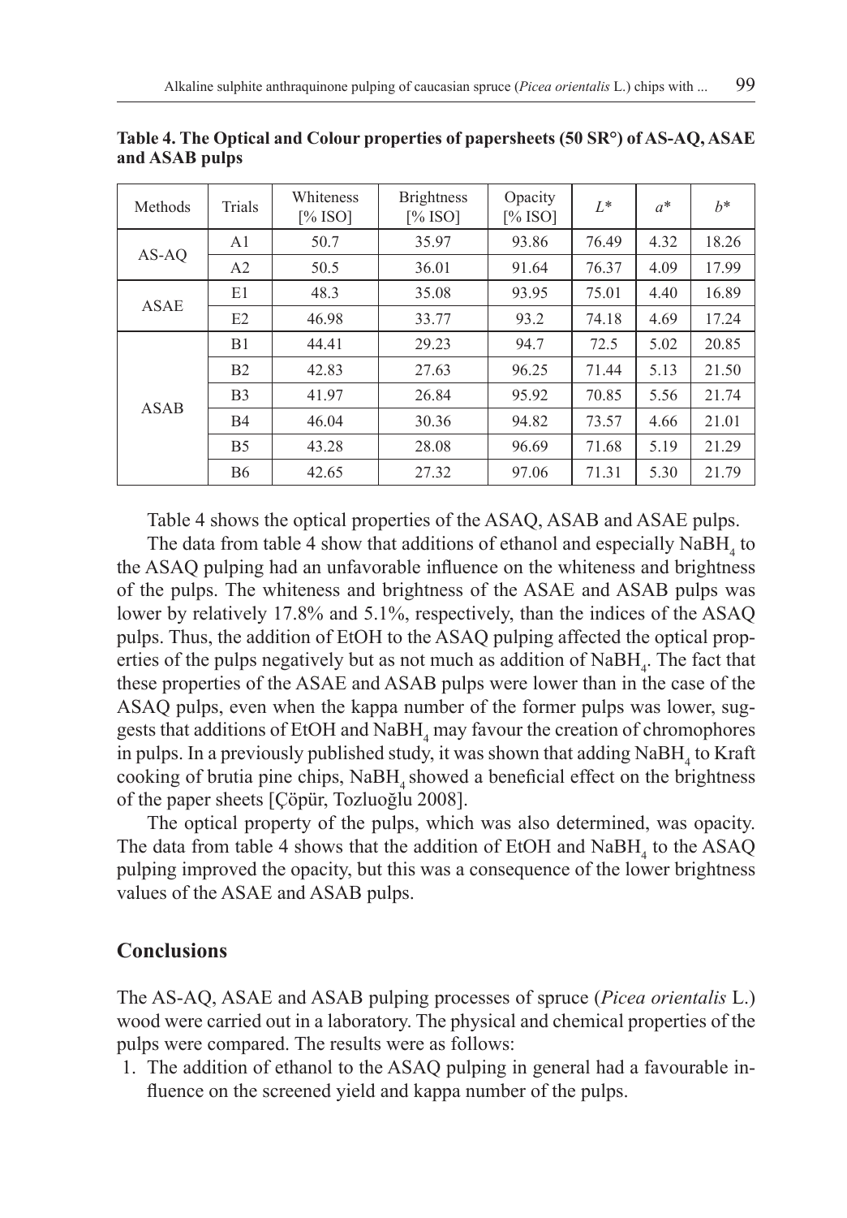**Table 4. The Optical and Colour properties of papersheets (50 SR°) of AS-AQ, ASAE and ASAB pulps**

| Methods | Trials | Whiteness [% ISO] | Brightness [% ISO] | Opacity [% ISO] | $L^*$ | $a^*$ | $b^*$ |
|---|---|---|---|---|---|---|---|
| AS-AQ | A1 | 50.7 | 35.97 | 93.86 | 76.49 | 4.32 | 18.26 |
| | A2 | 50.5 | 36.01 | 91.64 | 76.37 | 4.09 | 17.99 |
| ASAE | E1 | 48.3 | 35.08 | 93.95 | 75.01 | 4.40 | 16.89 |
| | E2 | 46.98 | 33.77 | 93.2 | 74.18 | 4.69 | 17.24 |
| ASAB | B1 | 44.41 | 29.23 | 94.7 | 72.5 | 5.02 | 20.85 |
| | B2 | 42.83 | 27.63 | 96.25 | 71.44 | 5.13 | 21.50 |
| | B3 | 41.97 | 26.84 | 95.92 | 70.85 | 5.56 | 21.74 |
| | B4 | 46.04 | 30.36 | 94.82 | 73.57 | 4.66 | 21.01 |
| | B5 | 43.28 | 28.08 | 96.69 | 71.68 | 5.19 | 21.29 |
| | B6 | 42.65 | 27.32 | 97.06 | 71.31 | 5.30 | 21.79 |

Table 4 shows the optical properties of the ASAQ, ASAB and ASAE pulps.

The data from table 4 show that additions of ethanol and especially $NaBH_4$ to the ASAQ pulping had an unfavorable influence on the whiteness and brightness of the pulps. The whiteness and brightness of the ASAE and ASAB pulps was lower by relatively 17.8% and 5.1%, respectively, than the indices of the ASAQ pulps. Thus, the addition of EtOH to the ASAQ pulping affected the optical properties of the pulps negatively but as not much as addition of $NaBH_4$. The fact that these properties of the ASAE and ASAB pulps were lower than in the case of the ASAQ pulps, even when the kappa number of the former pulps was lower, suggests that additions of EtOH and $NaBH_4$ may favour the creation of chromophores in pulps. In a previously published study, it was shown that adding $NaBH_4$ to Kraft cooking of brutia pine chips, $NaBH_4$ showed a beneficial effect on the brightness of the paper sheets [Çöpür, Tozluoğlu 2008].

The optical property of the pulps, which was also determined, was opacity. The data from table 4 shows that the addition of EtOH and $NaBH_4$ to the ASAQ pulping improved the opacity, but this was a consequence of the lower brightness values of the ASAE and ASAB pulps.

## Conclusions

The AS-AQ, ASAE and ASAB pulping processes of spruce (*Picea orientalis* L.) wood were carried out in a laboratory. The physical and chemical properties of the pulps were compared. The results were as follows:

1. The addition of ethanol to the ASAQ pulping in general had a favourable influence on the screened yield and kappa number of the pulps.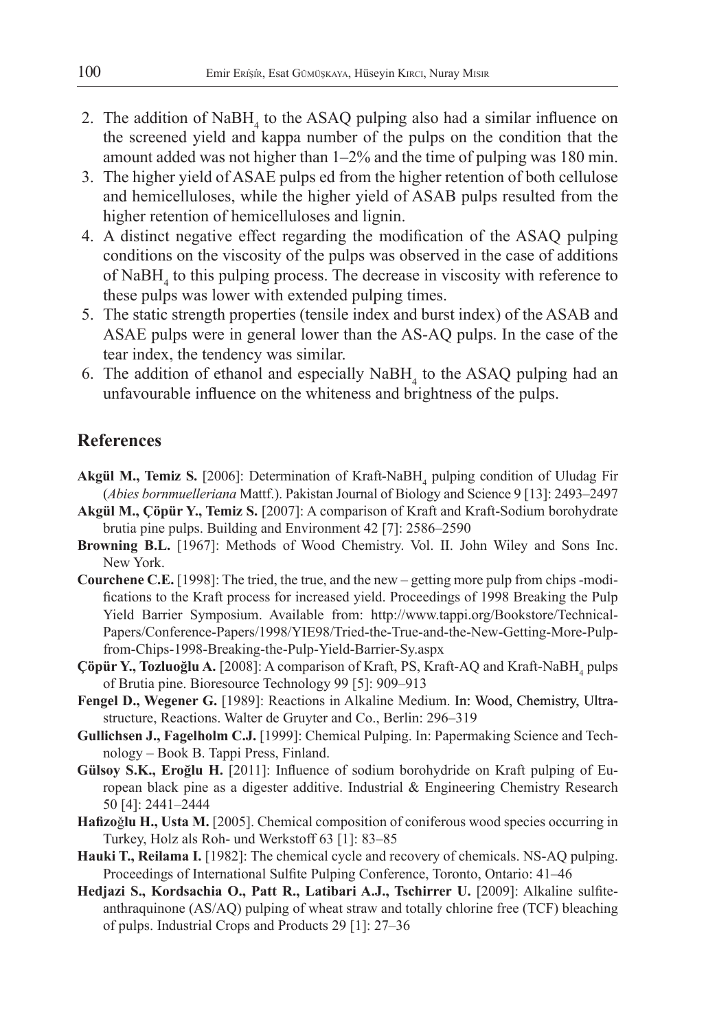2. The addition of $NaBH_4$ to the ASAQ pulping also had a similar influence on the screened yield and kappa number of the pulps on the condition that the amount added was not higher than 1–2% and the time of pulping was 180 min.
3. The higher yield of ASAE pulps ed from the higher retention of both cellulose and hemicelluloses, while the higher yield of ASAB pulps resulted from the higher retention of hemicelluloses and lignin.
4. A distinct negative effect regarding the modification of the ASAQ pulping conditions on the viscosity of the pulps was observed in the case of additions of $NaBH_4$ to this pulping process. The decrease in viscosity with reference to these pulps was lower with extended pulping times.
5. The static strength properties (tensile index and burst index) of the ASAB and ASAE pulps were in general lower than the AS-AQ pulps. In the case of the tear index, the tendency was similar.
6. The addition of ethanol and especially $NaBH_4$ to the ASAQ pulping had an unfavourable influence on the whiteness and brightness of the pulps.

## References

**Akgül M., Temiz S.** [2006]: Determination of Kraft-$NaBH_4$ pulping condition of Uludag Fir (*Abies bornmuelleriana* Mattf.). Pakistan Journal of Biology and Science 9 [13]: 2493–2497

**Akgül M., Çöpür Y., Temiz S.** [2007]: A comparison of Kraft and Kraft-Sodium borohydrate brutia pine pulps. Building and Environment 42 [7]: 2586–2590

**Browning B.L.** [1967]: Methods of Wood Chemistry. Vol. II. John Wiley and Sons Inc. New York.

**Courchene C.E.** [1998]: The tried, the true, and the new – getting more pulp from chips -modifications to the Kraft process for increased yield. Proceedings of 1998 Breaking the Pulp Yield Barrier Symposium. Available from: http://www.tappi.org/Bookstore/Technical-Papers/Conference-Papers/1998/YIE98/Tried-the-True-and-the-New-Getting-More-Pulp-from-Chips-1998-Breaking-the-Pulp-Yield-Barrier-Sy.aspx

**Çöpür Y., Tozluoğlu A.** [2008]: A comparison of Kraft, PS, Kraft-AQ and Kraft-$NaBH_4$ pulps of Brutia pine. Bioresource Technology 99 [5]: 909–913

**Fengel D., Wegener G.** [1989]: Reactions in Alkaline Medium. In: Wood, Chemistry, Ultrastructure, Reactions. Walter de Gruyter and Co., Berlin: 296–319

**Gullichsen J., Fagelholm C.J.** [1999]: Chemical Pulping. In: Papermaking Science and Technology – Book B. Tappi Press, Finland.

**Gülsoy S.K., Eroğlu H.** [2011]: Influence of sodium borohydride on Kraft pulping of European black pine as a digester additive. Industrial & Engineering Chemistry Research 50 [4]: 2441–2444

**Hafizoğlu H., Usta M.** [2005]. Chemical composition of coniferous wood species occurring in Turkey, Holz als Roh- und Werkstoff 63 [1]: 83–85

**Hauki T., Reilama I.** [1982]: The chemical cycle and recovery of chemicals. NS-AQ pulping. Proceedings of International Sulfite Pulping Conference, Toronto, Ontario: 41–46

**Hedjazi S., Kordsachia O., Patt R., Latibari A.J., Tschirrer U.** [2009]: Alkaline sulfite-anthraquinone (AS/AQ) pulping of wheat straw and totally chlorine free (TCF) bleaching of pulps. Industrial Crops and Products 29 [1]: 27–36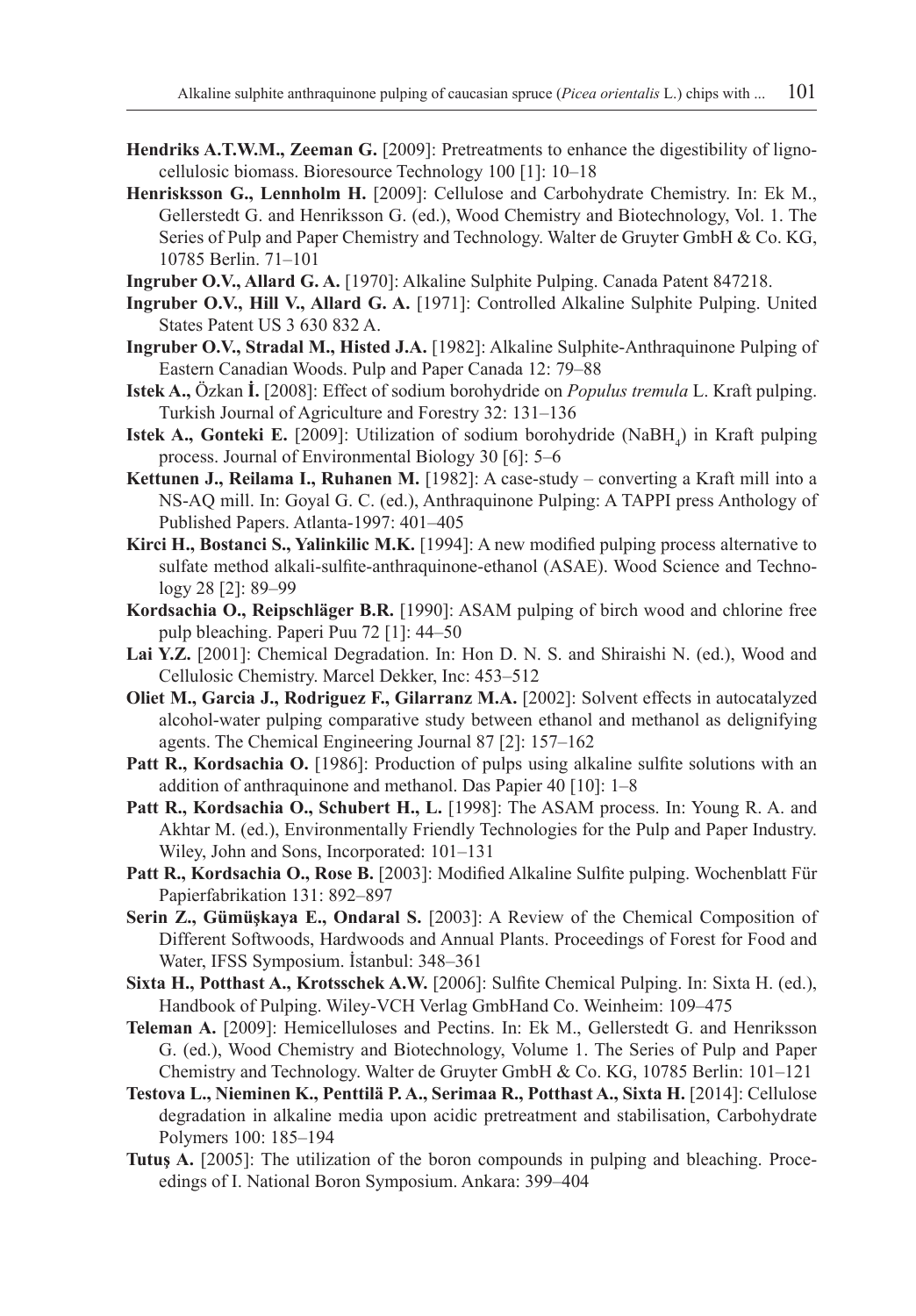**Hendriks A.T.W.M., Zeeman G.** [2009]: Pretreatments to enhance the digestibility of lignocellulosic biomass. Bioresource Technology 100 [1]: 10–18

**Henrisksson G., Lennholm H.** [2009]: Cellulose and Carbohydrate Chemistry. In: Ek M., Gellerstedt G. and Henriksson G. (ed.), Wood Chemistry and Biotechnology, Vol. 1. The Series of Pulp and Paper Chemistry and Technology. Walter de Gruyter GmbH & Co. KG, 10785 Berlin. 71–101

**Ingruber O.V., Allard G. A.** [1970]: Alkaline Sulphite Pulping. Canada Patent 847218.

**Ingruber O.V., Hill V., Allard G. A.** [1971]: Controlled Alkaline Sulphite Pulping. United States Patent US 3 630 832 A.

**Ingruber O.V., Stradal M., Histed J.A.** [1982]: Alkaline Sulphite-Anthraquinone Pulping of Eastern Canadian Woods. Pulp and Paper Canada 12: 79–88

**Istek A.,** Özkan **İ.** [2008]: Effect of sodium borohydride on *Populus tremula* L. Kraft pulping. Turkish Journal of Agriculture and Forestry 32: 131–136

**Istek A., Gonteki E.** [2009]: Utilization of sodium borohydride ($NaBH_4$) in Kraft pulping process. Journal of Environmental Biology 30 [6]: 5–6

**Kettunen J., Reilama I., Ruhanen M.** [1982]: A case-study – converting a Kraft mill into a NS-AQ mill. In: Goyal G. C. (ed.), Anthraquinone Pulping: A TAPPI press Anthology of Published Papers. Atlanta-1997: 401–405

**Kirci H., Bostanci S., Yalinkilic M.K.** [1994]: A new modified pulping process alternative to sulfate method alkali-sulfite-anthraquinone-ethanol (ASAE). Wood Science and Technology 28 [2]: 89–99

**Kordsachia O., Reipschläger B.R.** [1990]: ASAM pulping of birch wood and chlorine free pulp bleaching. Paperi Puu 72 [1]: 44–50

**Lai Y.Z.** [2001]: Chemical Degradation. In: Hon D. N. S. and Shiraishi N. (ed.), Wood and Cellulosic Chemistry. Marcel Dekker, Inc: 453–512

**Oliet M., Garcia J., Rodriguez F., Gilarranz M.A.** [2002]: Solvent effects in autocatalyzed alcohol-water pulping comparative study between ethanol and methanol as delignifying agents. The Chemical Engineering Journal 87 [2]: 157–162

**Patt R., Kordsachia O.** [1986]: Production of pulps using alkaline sulfite solutions with an addition of anthraquinone and methanol. Das Papier 40 [10]: 1–8

**Patt R., Kordsachia O., Schubert H., L.** [1998]: The ASAM process. In: Young R. A. and Akhtar M. (ed.), Environmentally Friendly Technologies for the Pulp and Paper Industry. Wiley, John and Sons, Incorporated: 101–131

**Patt R., Kordsachia O., Rose B.** [2003]: Modified Alkaline Sulfite pulping. Wochenblatt Für Papierfabrikation 131: 892–897

**Serin Z., Gümüşkaya E., Ondaral S.** [2003]: A Review of the Chemical Composition of Different Softwoods, Hardwoods and Annual Plants. Proceedings of Forest for Food and Water, IFSS Symposium. İstanbul: 348–361

**Sixta H., Potthast A., Krotsschek A.W.** [2006]: Sulfite Chemical Pulping. In: Sixta H. (ed.), Handbook of Pulping. Wiley-VCH Verlag GmbHand Co. Weinheim: 109–475

**Teleman A.** [2009]: Hemicelluloses and Pectins. In: Ek M., Gellerstedt G. and Henriksson G. (ed.), Wood Chemistry and Biotechnology, Volume 1. The Series of Pulp and Paper Chemistry and Technology. Walter de Gruyter GmbH & Co. KG, 10785 Berlin: 101–121

**Testova L., Nieminen K., Penttilä P. A., Serimaa R., Potthast A., Sixta H.** [2014]: Cellulose degradation in alkaline media upon acidic pretreatment and stabilisation, Carbohydrate Polymers 100: 185–194

**Tutuş A.** [2005]: The utilization of the boron compounds in pulping and bleaching. Proceedings of I. National Boron Symposium. Ankara: 399–404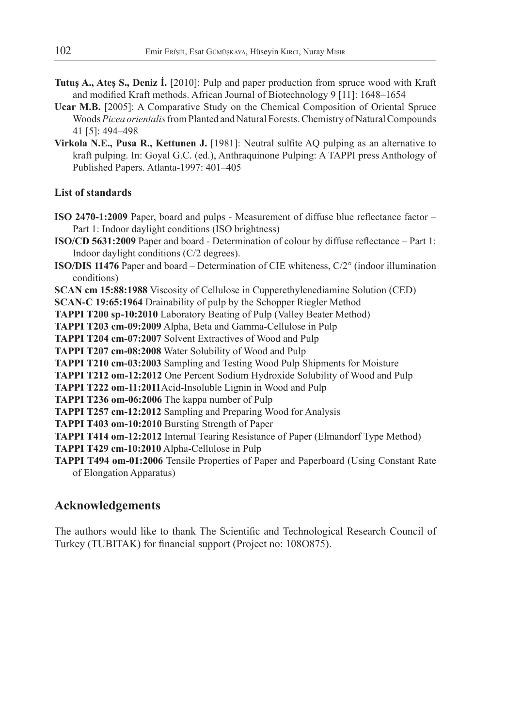**Tutuş A., Ateş S., Deniz İ.** [2010]: Pulp and paper production from spruce wood with Kraft and modified Kraft methods. African Journal of Biotechnology 9 [11]: 1648–1654

**Ucar M.B.** [2005]: A Comparative Study on the Chemical Composition of Oriental Spruce Woods *Picea orientalis* from Planted and Natural Forests. Chemistry of Natural Compounds 41 [5]: 494–498

**Virkola N.E., Pusa R., Kettunen J.** [1981]: Neutral sulfite AQ pulping as an alternative to kraft pulping. In: Goyal G.C. (ed.), Anthraquinone Pulping: A TAPPI press Anthology of Published Papers. Atlanta-1997: 401–405

**List of standards**

**ISO 2470-1:2009** Paper, board and pulps - Measurement of diffuse blue reflectance factor – Part 1: Indoor daylight conditions (ISO brightness)

**ISO/CD 5631:2009** Paper and board - Determination of colour by diffuse reflectance – Part 1: Indoor daylight conditions (C/2 degrees).

**ISO/DIS 11476** Paper and board – Determination of CIE whiteness, C/2° (indoor illumination conditions)

**SCAN cm 15:88:1988** Viscosity of Cellulose in Cupperethylenediamine Solution (CED)

**SCAN-C 19:65:1964** Drainability of pulp by the Schopper Riegler Method

**TAPPI T200 sp-10:2010** Laboratory Beating of Pulp (Valley Beater Method)

**TAPPI T203 cm-09:2009** Alpha, Beta and Gamma-Cellulose in Pulp

**TAPPI T204 cm-07:2007** Solvent Extractives of Wood and Pulp

**TAPPI T207 cm-08:2008** Water Solubility of Wood and Pulp

**TAPPI T210 cm-03:2003** Sampling and Testing Wood Pulp Shipments for Moisture

**TAPPI T212 om-12:2012** One Percent Sodium Hydroxide Solubility of Wood and Pulp

**TAPPI T222 om-11:2011**Acid-Insoluble Lignin in Wood and Pulp

**TAPPI T236 om-06:2006** The kappa number of Pulp

**TAPPI T257 cm-12:2012** Sampling and Preparing Wood for Analysis

**TAPPI T403 om-10:2010** Bursting Strength of Paper

**TAPPI T414 om-12:2012** Internal Tearing Resistance of Paper (Elmandorf Type Method)

**TAPPI T429 cm-10:2010** Alpha-Cellulose in Pulp

**TAPPI T494 om-01:2006** Tensile Properties of Paper and Paperboard (Using Constant Rate of Elongation Apparatus)

## Acknowledgements

The authors would like to thank The Scientific and Technological Research Council of Turkey (TUBITAK) for financial support (Project no: 108O875).